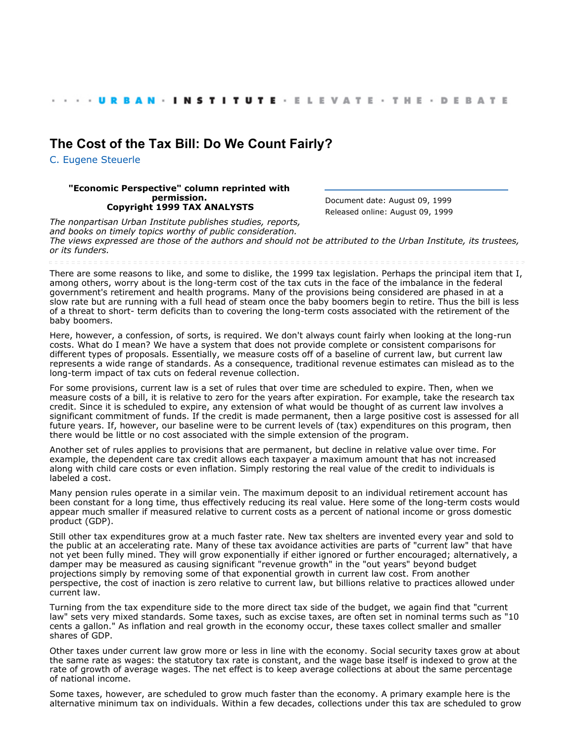· · · · URBAN · INSTITUTE · ELEVATE · THE · DEBATE

# The Cost of the Tax Bill: Do We Count Fairly?

C. Eugene Steuerle

**"Economic Perspective" column reprinted with permission.**
**Copyright 1999 TAX ANALYSTS**

Document date: August 09, 1999
Released online: August 09, 1999

*The nonpartisan Urban Institute publishes studies, reports, and books on timely topics worthy of public consideration. The views expressed are those of the authors and should not be attributed to the Urban Institute, its trustees, or its funders.*

There are some reasons to like, and some to dislike, the 1999 tax legislation. Perhaps the principal item that I, among others, worry about is the long-term cost of the tax cuts in the face of the imbalance in the federal government's retirement and health programs. Many of the provisions being considered are phased in at a slow rate but are running with a full head of steam once the baby boomers begin to retire. Thus the bill is less of a threat to short- term deficits than to covering the long-term costs associated with the retirement of the baby boomers.

Here, however, a confession, of sorts, is required. We don't always count fairly when looking at the long-run costs. What do I mean? We have a system that does not provide complete or consistent comparisons for different types of proposals. Essentially, we measure costs off of a baseline of current law, but current law represents a wide range of standards. As a consequence, traditional revenue estimates can mislead as to the long-term impact of tax cuts on federal revenue collection.

For some provisions, current law is a set of rules that over time are scheduled to expire. Then, when we measure costs of a bill, it is relative to zero for the years after expiration. For example, take the research tax credit. Since it is scheduled to expire, any extension of what would be thought of as current law involves a significant commitment of funds. If the credit is made permanent, then a large positive cost is assessed for all future years. If, however, our baseline were to be current levels of (tax) expenditures on this program, then there would be little or no cost associated with the simple extension of the program.

Another set of rules applies to provisions that are permanent, but decline in relative value over time. For example, the dependent care tax credit allows each taxpayer a maximum amount that has not increased along with child care costs or even inflation. Simply restoring the real value of the credit to individuals is labeled a cost.

Many pension rules operate in a similar vein. The maximum deposit to an individual retirement account has been constant for a long time, thus effectively reducing its real value. Here some of the long-term costs would appear much smaller if measured relative to current costs as a percent of national income or gross domestic product (GDP).

Still other tax expenditures grow at a much faster rate. New tax shelters are invented every year and sold to the public at an accelerating rate. Many of these tax avoidance activities are parts of "current law" that have not yet been fully mined. They will grow exponentially if either ignored or further encouraged; alternatively, a damper may be measured as causing significant "revenue growth" in the "out years" beyond budget projections simply by removing some of that exponential growth in current law cost. From another perspective, the cost of inaction is zero relative to current law, but billions relative to practices allowed under current law.

Turning from the tax expenditure side to the more direct tax side of the budget, we again find that "current law" sets very mixed standards. Some taxes, such as excise taxes, are often set in nominal terms such as "10 cents a gallon." As inflation and real growth in the economy occur, these taxes collect smaller and smaller shares of GDP.

Other taxes under current law grow more or less in line with the economy. Social security taxes grow at about the same rate as wages: the statutory tax rate is constant, and the wage base itself is indexed to grow at the rate of growth of average wages. The net effect is to keep average collections at about the same percentage of national income.

Some taxes, however, are scheduled to grow much faster than the economy. A primary example here is the alternative minimum tax on individuals. Within a few decades, collections under this tax are scheduled to grow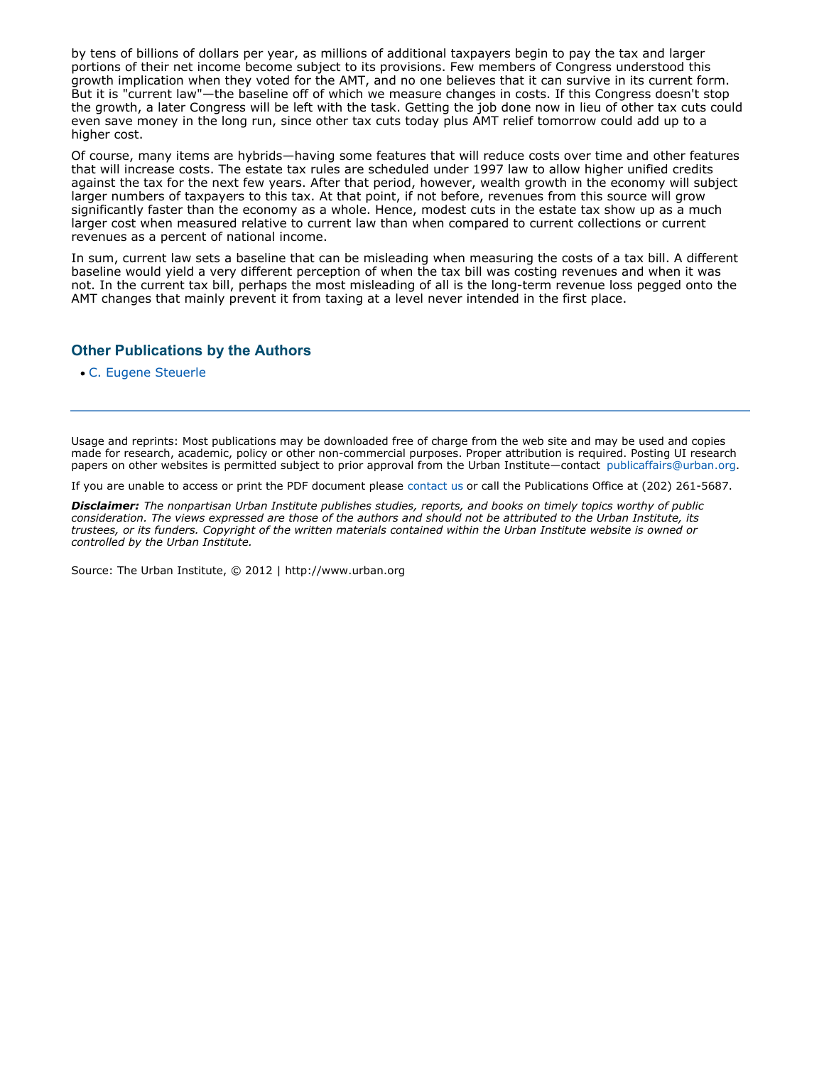by tens of billions of dollars per year, as millions of additional taxpayers begin to pay the tax and larger portions of their net income become subject to its provisions. Few members of Congress understood this growth implication when they voted for the AMT, and no one believes that it can survive in its current form. But it is "current law"—the baseline off of which we measure changes in costs. If this Congress doesn't stop the growth, a later Congress will be left with the task. Getting the job done now in lieu of other tax cuts could even save money in the long run, since other tax cuts today plus AMT relief tomorrow could add up to a higher cost.

Of course, many items are hybrids—having some features that will reduce costs over time and other features that will increase costs. The estate tax rules are scheduled under 1997 law to allow higher unified credits against the tax for the next few years. After that period, however, wealth growth in the economy will subject larger numbers of taxpayers to this tax. At that point, if not before, revenues from this source will grow significantly faster than the economy as a whole. Hence, modest cuts in the estate tax show up as a much larger cost when measured relative to current law than when compared to current collections or current revenues as a percent of national income.

In sum, current law sets a baseline that can be misleading when measuring the costs of a tax bill. A different baseline would yield a very different perception of when the tax bill was costing revenues and when it was not. In the current tax bill, perhaps the most misleading of all is the long-term revenue loss pegged onto the AMT changes that mainly prevent it from taxing at a level never intended in the first place.

### Other Publications by the Authors

- C. Eugene Steuerle

---

Usage and reprints: Most publications may be downloaded free of charge from the web site and may be used and copies made for research, academic, policy or other non-commercial purposes. Proper attribution is required. Posting UI research papers on other websites is permitted subject to prior approval from the Urban Institute—contact publicaffairs@urban.org.

If you are unable to access or print the PDF document please contact us or call the Publications Office at (202) 261-5687.

***Disclaimer:*** *The nonpartisan Urban Institute publishes studies, reports, and books on timely topics worthy of public consideration. The views expressed are those of the authors and should not be attributed to the Urban Institute, its trustees, or its funders. Copyright of the written materials contained within the Urban Institute website is owned or controlled by the Urban Institute.*

Source: The Urban Institute, © 2012 | http://www.urban.org